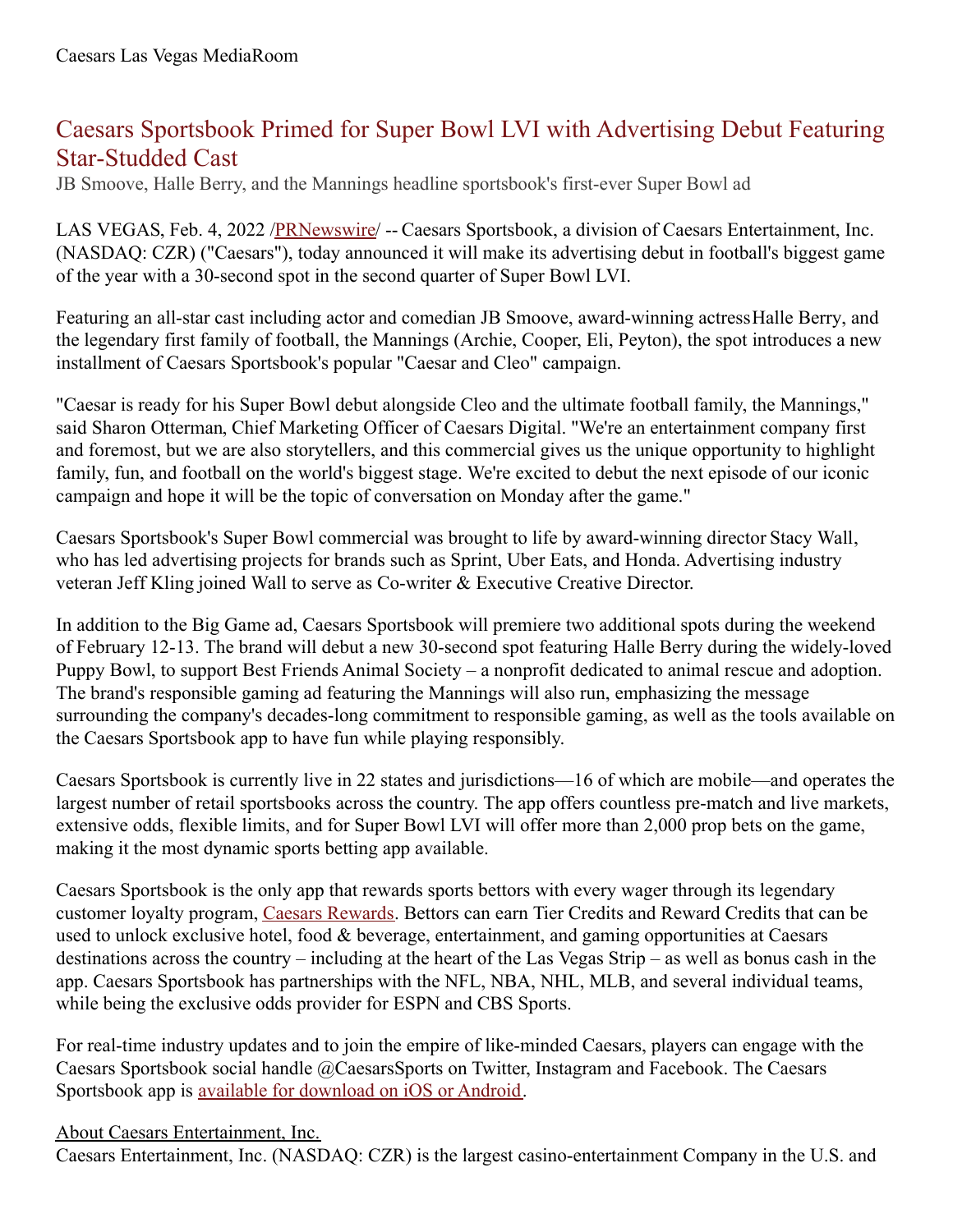Caesars Las Vegas MediaRoom

# Caesars Sportsbook Primed for Super Bowl LVI with Advertising Debut Featuring Star-Studded Cast

JB Smoove, Halle Berry, and the Mannings headline sportsbook's first-ever Super Bowl ad

LAS VEGAS, Feb. 4, 2022 /PRNewswire/ -- Caesars Sportsbook, a division of Caesars Entertainment, Inc. (NASDAQ: CZR) ("Caesars"), today announced it will make its advertising debut in football's biggest game of the year with a 30-second spot in the second quarter of Super Bowl LVI.

Featuring an all-star cast including actor and comedian JB Smoove, award-winning actress Halle Berry, and the legendary first family of football, the Mannings (Archie, Cooper, Eli, Peyton), the spot introduces a new installment of Caesars Sportsbook's popular "Caesar and Cleo" campaign.

"Caesar is ready for his Super Bowl debut alongside Cleo and the ultimate football family, the Mannings," said Sharon Otterman, Chief Marketing Officer of Caesars Digital. "We're an entertainment company first and foremost, but we are also storytellers, and this commercial gives us the unique opportunity to highlight family, fun, and football on the world's biggest stage. We're excited to debut the next episode of our iconic campaign and hope it will be the topic of conversation on Monday after the game."

Caesars Sportsbook's Super Bowl commercial was brought to life by award-winning director Stacy Wall, who has led advertising projects for brands such as Sprint, Uber Eats, and Honda. Advertising industry veteran Jeff Kling joined Wall to serve as Co-writer & Executive Creative Director.

In addition to the Big Game ad, Caesars Sportsbook will premiere two additional spots during the weekend of February 12-13. The brand will debut a new 30-second spot featuring Halle Berry during the widely-loved Puppy Bowl, to support Best Friends Animal Society – a nonprofit dedicated to animal rescue and adoption. The brand's responsible gaming ad featuring the Mannings will also run, emphasizing the message surrounding the company's decades-long commitment to responsible gaming, as well as the tools available on the Caesars Sportsbook app to have fun while playing responsibly.

Caesars Sportsbook is currently live in 22 states and jurisdictions—16 of which are mobile—and operates the largest number of retail sportsbooks across the country. The app offers countless pre-match and live markets, extensive odds, flexible limits, and for Super Bowl LVI will offer more than 2,000 prop bets on the game, making it the most dynamic sports betting app available.

Caesars Sportsbook is the only app that rewards sports bettors with every wager through its legendary customer loyalty program, Caesars Rewards. Bettors can earn Tier Credits and Reward Credits that can be used to unlock exclusive hotel, food & beverage, entertainment, and gaming opportunities at Caesars destinations across the country – including at the heart of the Las Vegas Strip – as well as bonus cash in the app. Caesars Sportsbook has partnerships with the NFL, NBA, NHL, MLB, and several individual teams, while being the exclusive odds provider for ESPN and CBS Sports.

For real-time industry updates and to join the empire of like-minded Caesars, players can engage with the Caesars Sportsbook social handle @CaesarsSports on Twitter, Instagram and Facebook. The Caesars Sportsbook app is available for download on iOS or Android.

About Caesars Entertainment, Inc.

Caesars Entertainment, Inc. (NASDAQ: CZR) is the largest casino-entertainment Company in the U.S. and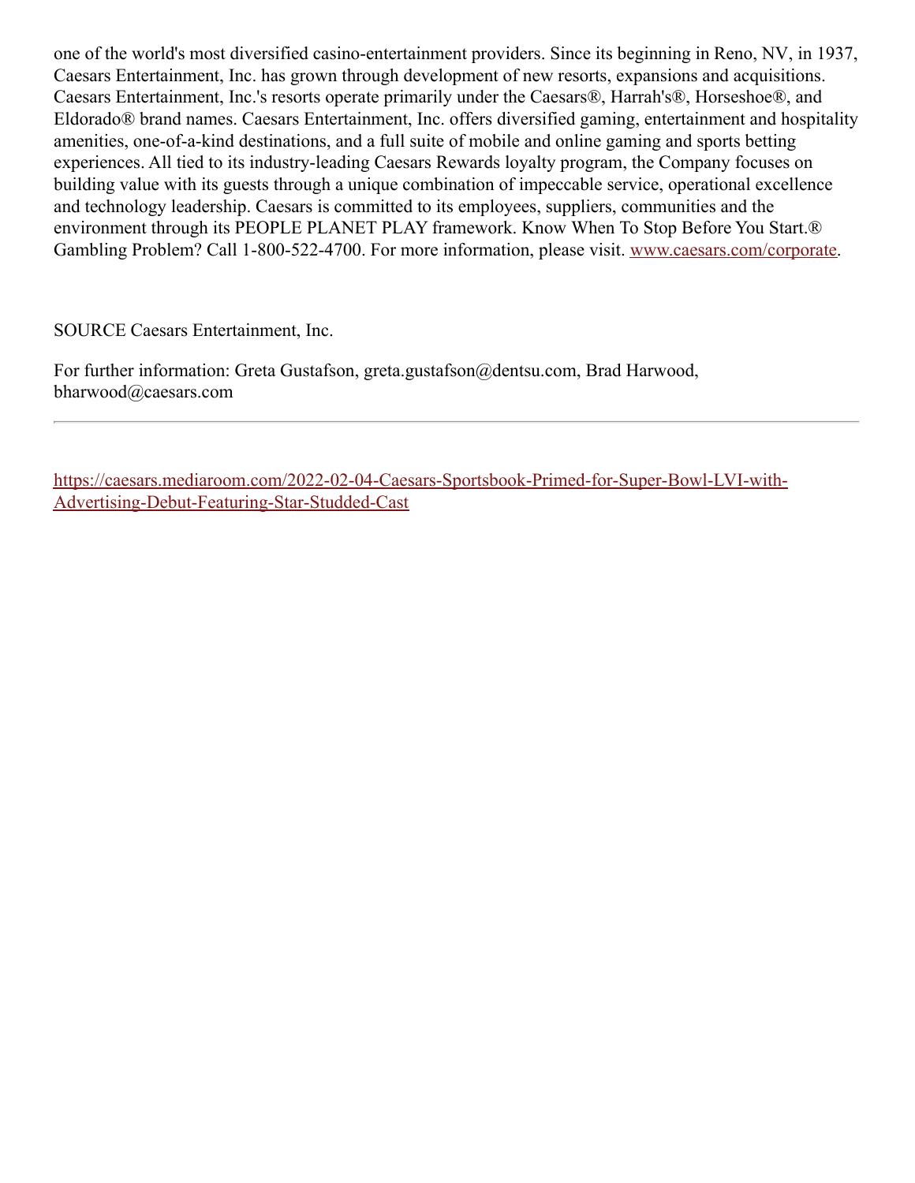one of the world's most diversified casino-entertainment providers. Since its beginning in Reno, NV, in 1937, Caesars Entertainment, Inc. has grown through development of new resorts, expansions and acquisitions. Caesars Entertainment, Inc.'s resorts operate primarily under the Caesars®, Harrah's®, Horseshoe®, and Eldorado® brand names. Caesars Entertainment, Inc. offers diversified gaming, entertainment and hospitality amenities, one-of-a-kind destinations, and a full suite of mobile and online gaming and sports betting experiences. All tied to its industry-leading Caesars Rewards loyalty program, the Company focuses on building value with its guests through a unique combination of impeccable service, operational excellence and technology leadership. Caesars is committed to its employees, suppliers, communities and the environment through its PEOPLE PLANET PLAY framework. Know When To Stop Before You Start.® Gambling Problem? Call 1-800-522-4700. For more information, please visit. [www.caesars.com/corporate](www.caesars.com/corporate).

SOURCE Caesars Entertainment, Inc.

For further information: Greta Gustafson, greta.gustafson@dentsu.com, Brad Harwood, bharwood@caesars.com

---

[https://caesars.mediaroom.com/2022-02-04-Caesars-Sportsbook-Primed-for-Super-Bowl-LVI-with-Advertising-Debut-Featuring-Star-Studded-Cast](https://caesars.mediaroom.com/2022-02-04-Caesars-Sportsbook-Primed-for-Super-Bowl-LVI-with-Advertising-Debut-Featuring-Star-Studded-Cast)